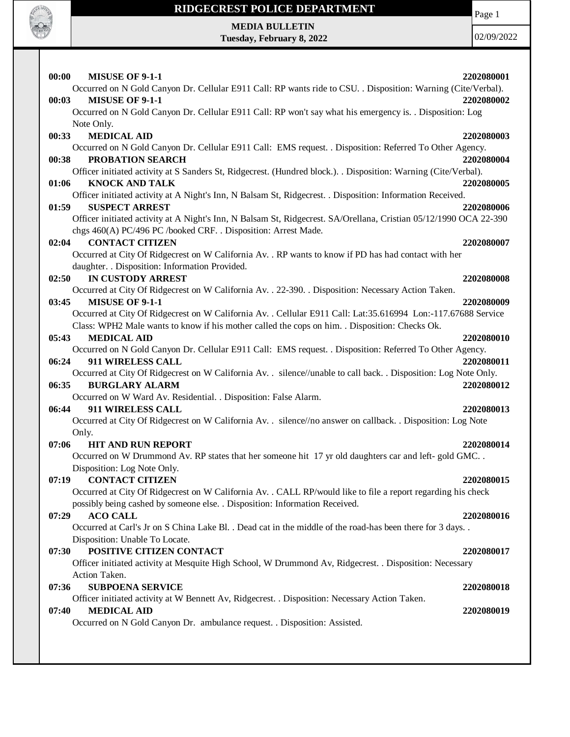# RIDGECREST POLICE DEPARTMENT

**MEDIA BULLETIN**
**Tuesday, February 8, 2022**

02/09/2022

**00:00 MISUSE OF 9-1-1** **2202080001**
Occurred on N Gold Canyon Dr. Cellular E911 Call: RP wants ride to CSU. . Disposition: Warning (Cite/Verbal).

**00:03 MISUSE OF 9-1-1** **2202080002**
Occurred on N Gold Canyon Dr. Cellular E911 Call: RP won't say what his emergency is. . Disposition: Log Note Only.

**00:33 MEDICAL AID** **2202080003**
Occurred on N Gold Canyon Dr. Cellular E911 Call: EMS request. . Disposition: Referred To Other Agency.

**00:38 PROBATION SEARCH** **2202080004**
Officer initiated activity at S Sanders St, Ridgecrest. (Hundred block.). . Disposition: Warning (Cite/Verbal).

**01:06 KNOCK AND TALK** **2202080005**
Officer initiated activity at A Night's Inn, N Balsam St, Ridgecrest. . Disposition: Information Received.

**01:59 SUSPECT ARREST** **2202080006**
Officer initiated activity at A Night's Inn, N Balsam St, Ridgecrest. SA/Orellana, Cristian 05/12/1990 OCA 22-390 chgs 460(A) PC/496 PC /booked CRF. . Disposition: Arrest Made.

**02:04 CONTACT CITIZEN** **2202080007**
Occurred at City Of Ridgecrest on W California Av. . RP wants to know if PD has had contact with her daughter. . Disposition: Information Provided.

**02:50 IN CUSTODY ARREST** **2202080008**
Occurred at City Of Ridgecrest on W California Av. . 22-390. . Disposition: Necessary Action Taken.

**03:45 MISUSE OF 9-1-1** **2202080009**
Occurred at City Of Ridgecrest on W California Av. . Cellular E911 Call: Lat:35.616994 Lon:-117.67688 Service Class: WPH2 Male wants to know if his mother called the cops on him. . Disposition: Checks Ok.

**05:43 MEDICAL AID** **2202080010**
Occurred on N Gold Canyon Dr. Cellular E911 Call: EMS request. . Disposition: Referred To Other Agency.

**06:24 911 WIRELESS CALL** **2202080011**
Occurred at City Of Ridgecrest on W California Av. . silence//unable to call back. . Disposition: Log Note Only.

**06:35 BURGLARY ALARM** **2202080012**
Occurred on W Ward Av. Residential. . Disposition: False Alarm.

**06:44 911 WIRELESS CALL** **2202080013**
Occurred at City Of Ridgecrest on W California Av. . silence//no answer on callback. . Disposition: Log Note Only.

**07:06 HIT AND RUN REPORT** **2202080014**
Occurred on W Drummond Av. RP states that her someone hit 17 yr old daughters car and left- gold GMC. . Disposition: Log Note Only.

**07:19 CONTACT CITIZEN** **2202080015**
Occurred at City Of Ridgecrest on W California Av. . CALL RP/would like to file a report regarding his check possibly being cashed by someone else. . Disposition: Information Received.

**07:29 ACO CALL** **2202080016**
Occurred at Carl's Jr on S China Lake Bl. . Dead cat in the middle of the road-has been there for 3 days. . Disposition: Unable To Locate.

**07:30 POSITIVE CITIZEN CONTACT** **2202080017**
Officer initiated activity at Mesquite High School, W Drummond Av, Ridgecrest. . Disposition: Necessary Action Taken.

**07:36 SUBPOENA SERVICE** **2202080018**
Officer initiated activity at W Bennett Av, Ridgecrest. . Disposition: Necessary Action Taken.

**07:40 MEDICAL AID** **2202080019**
Occurred on N Gold Canyon Dr. ambulance request. . Disposition: Assisted.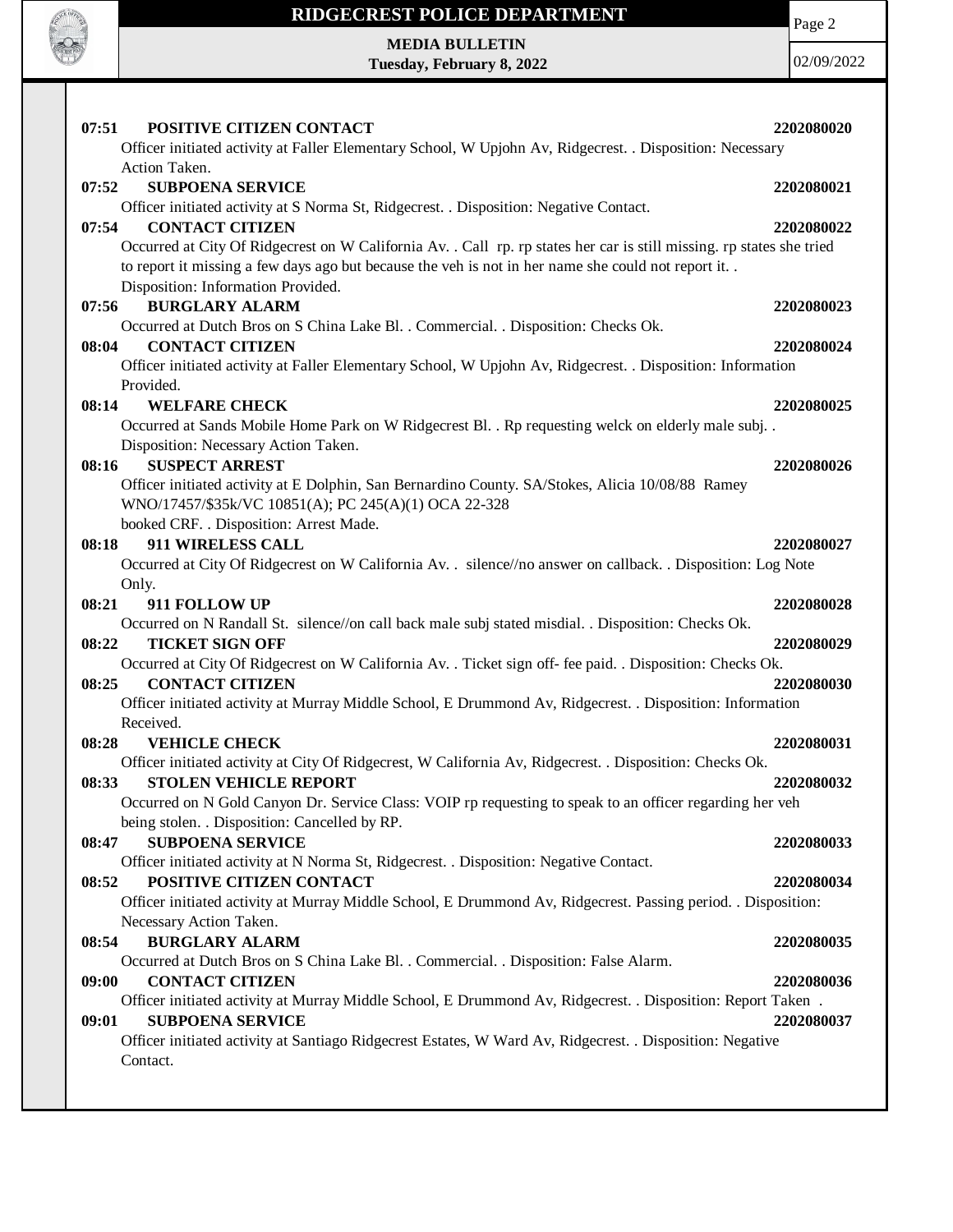**07:51 POSITIVE CITIZEN CONTACT** **2202080020**
Officer initiated activity at Faller Elementary School, W Upjohn Av, Ridgecrest. . Disposition: Necessary Action Taken.

**07:52 SUBPOENA SERVICE** **2202080021**
Officer initiated activity at S Norma St, Ridgecrest. . Disposition: Negative Contact.

**07:54 CONTACT CITIZEN** **2202080022**
Occurred at City Of Ridgecrest on W California Av. . Call rp. rp states her car is still missing. rp states she tried to report it missing a few days ago but because the veh is not in her name she could not report it. . Disposition: Information Provided.

**07:56 BURGLARY ALARM** **2202080023**
Occurred at Dutch Bros on S China Lake Bl. . Commercial. . Disposition: Checks Ok.

**08:04 CONTACT CITIZEN** **2202080024**
Officer initiated activity at Faller Elementary School, W Upjohn Av, Ridgecrest. . Disposition: Information Provided.

**08:14 WELFARE CHECK** **2202080025**
Occurred at Sands Mobile Home Park on W Ridgecrest Bl. . Rp requesting welck on elderly male subj. . Disposition: Necessary Action Taken.

**08:16 SUSPECT ARREST** **2202080026**
Officer initiated activity at E Dolphin, San Bernardino County. SA/Stokes, Alicia 10/08/88 Ramey WNO/17457/$35k/VC 10851(A); PC 245(A)(1) OCA 22-328
booked CRF. . Disposition: Arrest Made.

**08:18 911 WIRELESS CALL** **2202080027**
Occurred at City Of Ridgecrest on W California Av. . silence//no answer on callback. . Disposition: Log Note Only.

**08:21 911 FOLLOW UP** **2202080028**
Occurred on N Randall St. silence//on call back male subj stated misdial. . Disposition: Checks Ok.

**08:22 TICKET SIGN OFF** **2202080029**
Occurred at City Of Ridgecrest on W California Av. . Ticket sign off- fee paid. . Disposition: Checks Ok.

**08:25 CONTACT CITIZEN** **2202080030**
Officer initiated activity at Murray Middle School, E Drummond Av, Ridgecrest. . Disposition: Information Received.

**08:28 VEHICLE CHECK** **2202080031**
Officer initiated activity at City Of Ridgecrest, W California Av, Ridgecrest. . Disposition: Checks Ok.

**08:33 STOLEN VEHICLE REPORT** **2202080032**
Occurred on N Gold Canyon Dr. Service Class: VOIP rp requesting to speak to an officer regarding her veh being stolen. . Disposition: Cancelled by RP.

**08:47 SUBPOENA SERVICE** **2202080033**
Officer initiated activity at N Norma St, Ridgecrest. . Disposition: Negative Contact.

**08:52 POSITIVE CITIZEN CONTACT** **2202080034**
Officer initiated activity at Murray Middle School, E Drummond Av, Ridgecrest. Passing period. . Disposition: Necessary Action Taken.

**08:54 BURGLARY ALARM** **2202080035**
Occurred at Dutch Bros on S China Lake Bl. . Commercial. . Disposition: False Alarm.

**09:00 CONTACT CITIZEN** **2202080036**
Officer initiated activity at Murray Middle School, E Drummond Av, Ridgecrest. . Disposition: Report Taken .

**09:01 SUBPOENA SERVICE** **2202080037**
Officer initiated activity at Santiago Ridgecrest Estates, W Ward Av, Ridgecrest. . Disposition: Negative Contact.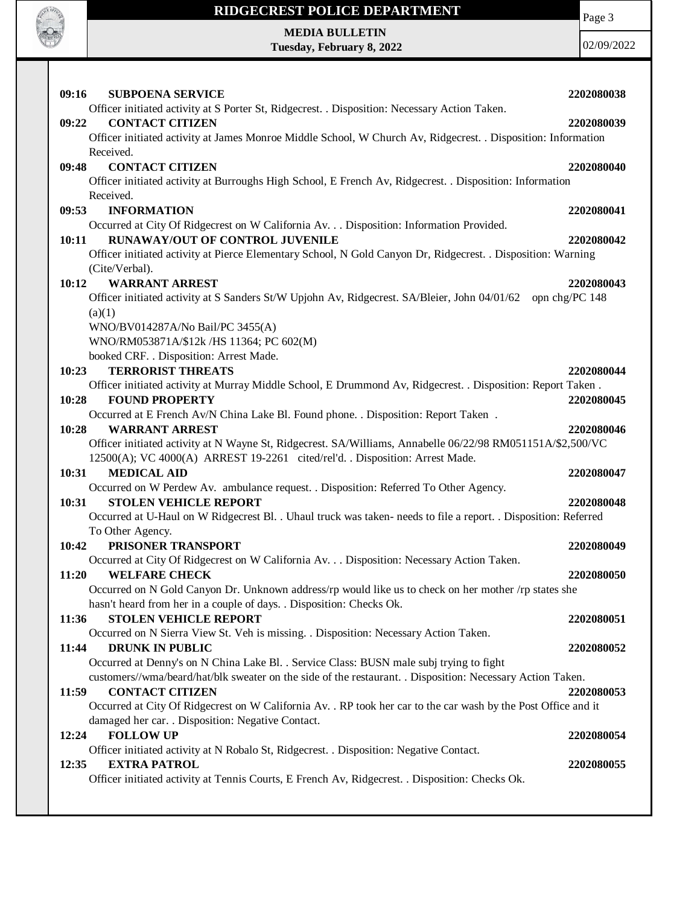**09:16 SUBPOENA SERVICE** **2202080038**

Officer initiated activity at S Porter St, Ridgecrest. . Disposition: Necessary Action Taken.

**09:22 CONTACT CITIZEN** **2202080039**

Officer initiated activity at James Monroe Middle School, W Church Av, Ridgecrest. . Disposition: Information Received.

**09:48 CONTACT CITIZEN** **2202080040**

Officer initiated activity at Burroughs High School, E French Av, Ridgecrest. . Disposition: Information Received.

**09:53 INFORMATION** **2202080041**

Occurred at City Of Ridgecrest on W California Av. . . Disposition: Information Provided.

**10:11 RUNAWAY/OUT OF CONTROL JUVENILE** **2202080042**

Officer initiated activity at Pierce Elementary School, N Gold Canyon Dr, Ridgecrest. . Disposition: Warning (Cite/Verbal).

**10:12 WARRANT ARREST** **2202080043**

Officer initiated activity at S Sanders St/W Upjohn Av, Ridgecrest. SA/Bleier, John 04/01/62 opn chg/PC 148 (a)(1)

WNO/BV014287A/No Bail/PC 3455(A)

WNO/RM053871A/$12k /HS 11364; PC 602(M)

booked CRF. . Disposition: Arrest Made.

**10:23 TERRORIST THREATS** **2202080044**

Officer initiated activity at Murray Middle School, E Drummond Av, Ridgecrest. . Disposition: Report Taken .

**10:28 FOUND PROPERTY** **2202080045**

Occurred at E French Av/N China Lake Bl. Found phone. . Disposition: Report Taken .

**10:28 WARRANT ARREST** **2202080046**

Officer initiated activity at N Wayne St, Ridgecrest. SA/Williams, Annabelle 06/22/98 RM051151A/$2,500/VC 12500(A); VC 4000(A) ARREST 19-2261 cited/rel'd. . Disposition: Arrest Made.

**10:31 MEDICAL AID** **2202080047**

Occurred on W Perdew Av. ambulance request. . Disposition: Referred To Other Agency.

**10:31 STOLEN VEHICLE REPORT** **2202080048**

Occurred at U-Haul on W Ridgecrest Bl. . Uhaul truck was taken- needs to file a report. . Disposition: Referred To Other Agency.

**10:42 PRISONER TRANSPORT** **2202080049**

Occurred at City Of Ridgecrest on W California Av. . . Disposition: Necessary Action Taken.

**11:20 WELFARE CHECK** **2202080050**

Occurred on N Gold Canyon Dr. Unknown address/rp would like us to check on her mother /rp states she hasn't heard from her in a couple of days. . Disposition: Checks Ok.

**11:36 STOLEN VEHICLE REPORT** **2202080051**

Occurred on N Sierra View St. Veh is missing. . Disposition: Necessary Action Taken.

**11:44 DRUNK IN PUBLIC** **2202080052**

Occurred at Denny's on N China Lake Bl. . Service Class: BUSN male subj trying to fight customers//wma/beard/hat/blk sweater on the side of the restaurant. . Disposition: Necessary Action Taken.

**11:59 CONTACT CITIZEN** **2202080053**

Occurred at City Of Ridgecrest on W California Av. . RP took her car to the car wash by the Post Office and it damaged her car. . Disposition: Negative Contact.

**12:24 FOLLOW UP** **2202080054**

Officer initiated activity at N Robalo St, Ridgecrest. . Disposition: Negative Contact.

**12:35 EXTRA PATROL** **2202080055**

Officer initiated activity at Tennis Courts, E French Av, Ridgecrest. . Disposition: Checks Ok.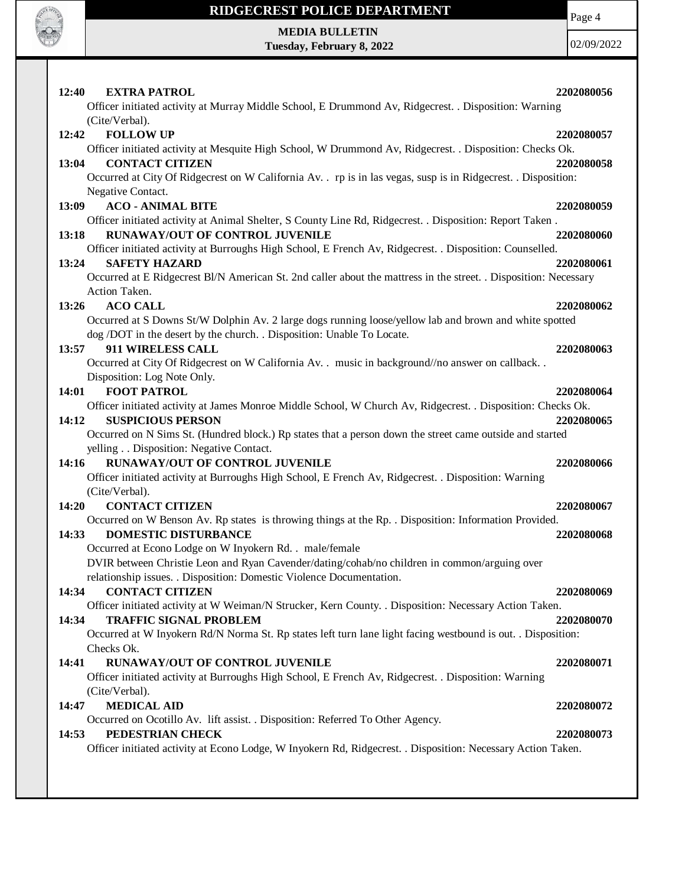**12:40 EXTRA PATROL 2202080056**
Officer initiated activity at Murray Middle School, E Drummond Av, Ridgecrest. . Disposition: Warning (Cite/Verbal).

**12:42 FOLLOW UP 2202080057**
Officer initiated activity at Mesquite High School, W Drummond Av, Ridgecrest. . Disposition: Checks Ok.

**13:04 CONTACT CITIZEN 2202080058**
Occurred at City Of Ridgecrest on W California Av. . rp is in las vegas, susp is in Ridgecrest. . Disposition: Negative Contact.

**13:09 ACO - ANIMAL BITE 2202080059**
Officer initiated activity at Animal Shelter, S County Line Rd, Ridgecrest. . Disposition: Report Taken .

**13:18 RUNAWAY/OUT OF CONTROL JUVENILE 2202080060**
Officer initiated activity at Burroughs High School, E French Av, Ridgecrest. . Disposition: Counselled.

**13:24 SAFETY HAZARD 2202080061**
Occurred at E Ridgecrest Bl/N American St. 2nd caller about the mattress in the street. . Disposition: Necessary Action Taken.

**13:26 ACO CALL 2202080062**
Occurred at S Downs St/W Dolphin Av. 2 large dogs running loose/yellow lab and brown and white spotted dog /DOT in the desert by the church. . Disposition: Unable To Locate.

**13:57 911 WIRELESS CALL 2202080063**
Occurred at City Of Ridgecrest on W California Av. . music in background//no answer on callback. . Disposition: Log Note Only.

**14:01 FOOT PATROL 2202080064**
Officer initiated activity at James Monroe Middle School, W Church Av, Ridgecrest. . Disposition: Checks Ok.

**14:12 SUSPICIOUS PERSON 2202080065**
Occurred on N Sims St. (Hundred block.) Rp states that a person down the street came outside and started yelling . . Disposition: Negative Contact.

**14:16 RUNAWAY/OUT OF CONTROL JUVENILE 2202080066**
Officer initiated activity at Burroughs High School, E French Av, Ridgecrest. . Disposition: Warning (Cite/Verbal).

**14:20 CONTACT CITIZEN 2202080067**
Occurred on W Benson Av. Rp states is throwing things at the Rp. . Disposition: Information Provided.

**14:33 DOMESTIC DISTURBANCE 2202080068**
Occurred at Econo Lodge on W Inyokern Rd. . male/female
DVIR between Christie Leon and Ryan Cavender/dating/cohab/no children in common/arguing over relationship issues. . Disposition: Domestic Violence Documentation.

**14:34 CONTACT CITIZEN 2202080069**
Officer initiated activity at W Weiman/N Strucker, Kern County. . Disposition: Necessary Action Taken.

**14:34 TRAFFIC SIGNAL PROBLEM 2202080070**
Occurred at W Inyokern Rd/N Norma St. Rp states left turn lane light facing westbound is out. . Disposition: Checks Ok.

**14:41 RUNAWAY/OUT OF CONTROL JUVENILE 2202080071**
Officer initiated activity at Burroughs High School, E French Av, Ridgecrest. . Disposition: Warning (Cite/Verbal).

**14:47 MEDICAL AID 2202080072**
Occurred on Ocotillo Av. lift assist. . Disposition: Referred To Other Agency.

**14:53 PEDESTRIAN CHECK 2202080073**
Officer initiated activity at Econo Lodge, W Inyokern Rd, Ridgecrest. . Disposition: Necessary Action Taken.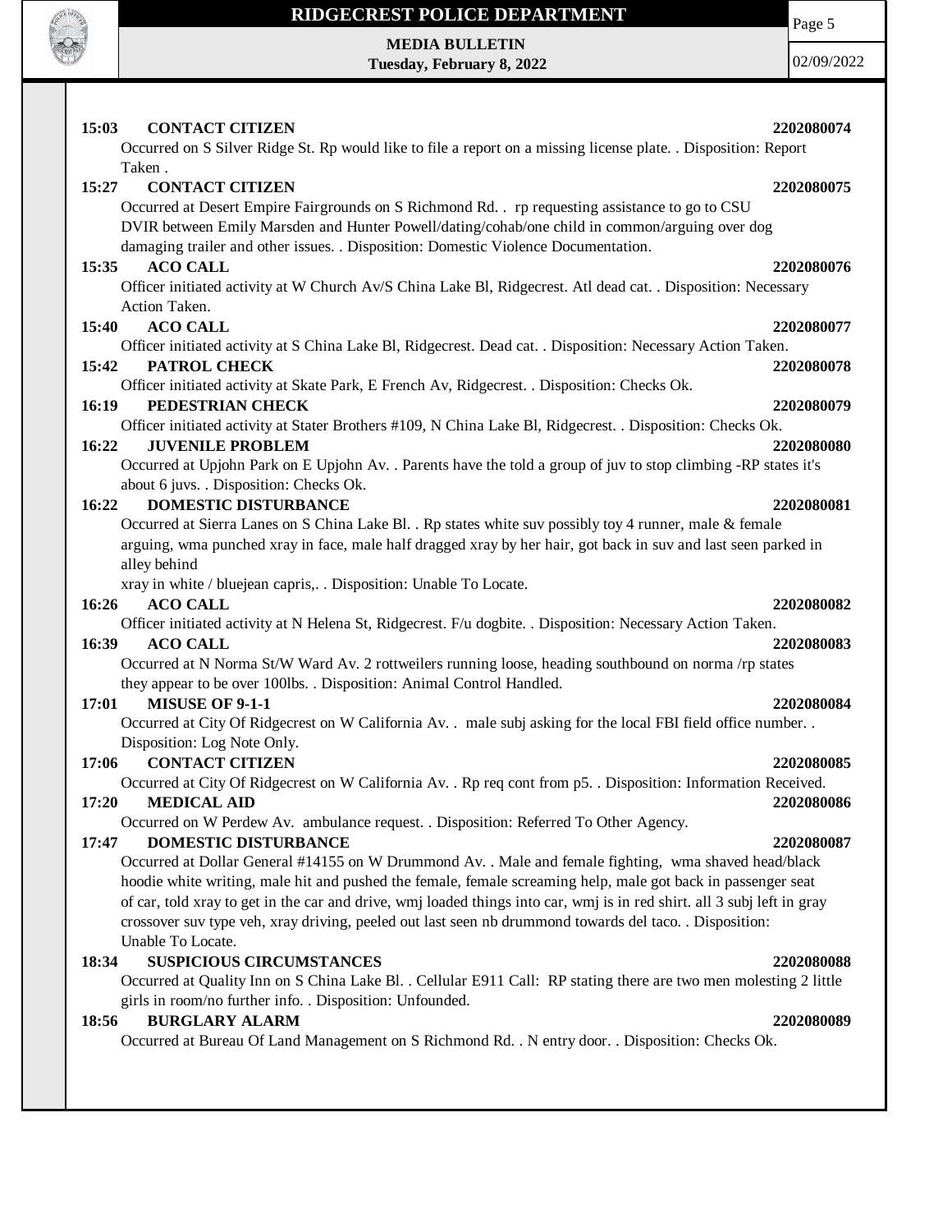**15:03 CONTACT CITIZEN 2202080074**

Occurred on S Silver Ridge St. Rp would like to file a report on a missing license plate. . Disposition: Report Taken .

**15:27 CONTACT CITIZEN 2202080075**

Occurred at Desert Empire Fairgrounds on S Richmond Rd. . rp requesting assistance to go to CSU DVIR between Emily Marsden and Hunter Powell/dating/cohab/one child in common/arguing over dog damaging trailer and other issues. . Disposition: Domestic Violence Documentation.

**15:35 ACO CALL 2202080076**

Officer initiated activity at W Church Av/S China Lake Bl, Ridgecrest. Atl dead cat. . Disposition: Necessary Action Taken.

**15:40 ACO CALL 2202080077**

Officer initiated activity at S China Lake Bl, Ridgecrest. Dead cat. . Disposition: Necessary Action Taken.

**15:42 PATROL CHECK 2202080078**

Officer initiated activity at Skate Park, E French Av, Ridgecrest. . Disposition: Checks Ok.

**16:19 PEDESTRIAN CHECK 2202080079**

Officer initiated activity at Stater Brothers #109, N China Lake Bl, Ridgecrest. . Disposition: Checks Ok.

**16:22 JUVENILE PROBLEM 2202080080**

Occurred at Upjohn Park on E Upjohn Av. . Parents have the told a group of juv to stop climbing -RP states it's about 6 juvs. . Disposition: Checks Ok.

**16:22 DOMESTIC DISTURBANCE 2202080081**

Occurred at Sierra Lanes on S China Lake Bl. . Rp states white suv possibly toy 4 runner, male & female arguing, wma punched xray in face, male half dragged xray by her hair, got back in suv and last seen parked in alley behind
xray in white / bluejean capris,. . Disposition: Unable To Locate.

**16:26 ACO CALL 2202080082**

Officer initiated activity at N Helena St, Ridgecrest. F/u dogbite. . Disposition: Necessary Action Taken.

**16:39 ACO CALL 2202080083**

Occurred at N Norma St/W Ward Av. 2 rottweilers running loose, heading southbound on norma /rp states they appear to be over 100lbs. . Disposition: Animal Control Handled.

**17:01 MISUSE OF 9-1-1 2202080084**

Occurred at City Of Ridgecrest on W California Av. . male subj asking for the local FBI field office number. . Disposition: Log Note Only.

**17:06 CONTACT CITIZEN 2202080085**

Occurred at City Of Ridgecrest on W California Av. . Rp req cont from p5. . Disposition: Information Received.

**17:20 MEDICAL AID 2202080086**

Occurred on W Perdew Av. ambulance request. . Disposition: Referred To Other Agency.

**17:47 DOMESTIC DISTURBANCE 2202080087**

Occurred at Dollar General #14155 on W Drummond Av. . Male and female fighting, wma shaved head/black hoodie white writing, male hit and pushed the female, female screaming help, male got back in passenger seat of car, told xray to get in the car and drive, wmj loaded things into car, wmj is in red shirt. all 3 subj left in gray crossover suv type veh, xray driving, peeled out last seen nb drummond towards del taco. . Disposition: Unable To Locate.

**18:34 SUSPICIOUS CIRCUMSTANCES 2202080088**

Occurred at Quality Inn on S China Lake Bl. . Cellular E911 Call: RP stating there are two men molesting 2 little girls in room/no further info. . Disposition: Unfounded.

**18:56 BURGLARY ALARM 2202080089**

Occurred at Bureau Of Land Management on S Richmond Rd. . N entry door. . Disposition: Checks Ok.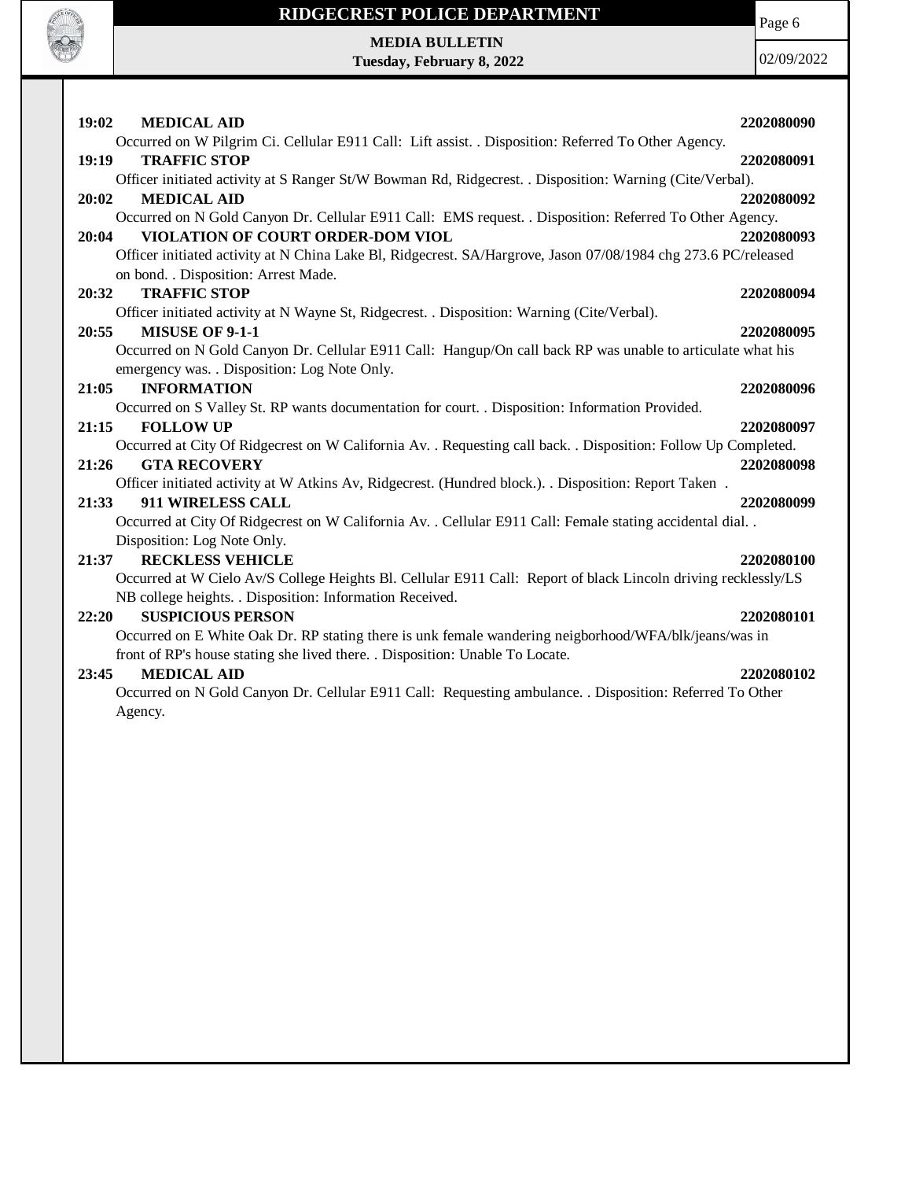**19:02 MEDICAL AID** **2202080090**

Occurred on W Pilgrim Ci. Cellular E911 Call: Lift assist. . Disposition: Referred To Other Agency.

**19:19 TRAFFIC STOP** **2202080091**

Officer initiated activity at S Ranger St/W Bowman Rd, Ridgecrest. . Disposition: Warning (Cite/Verbal).

**20:02 MEDICAL AID** **2202080092**

Occurred on N Gold Canyon Dr. Cellular E911 Call: EMS request. . Disposition: Referred To Other Agency.

**20:04 VIOLATION OF COURT ORDER-DOM VIOL** **2202080093**

Officer initiated activity at N China Lake Bl, Ridgecrest. SA/Hargrove, Jason 07/08/1984 chg 273.6 PC/released on bond. . Disposition: Arrest Made.

**20:32 TRAFFIC STOP** **2202080094**

Officer initiated activity at N Wayne St, Ridgecrest. . Disposition: Warning (Cite/Verbal).

**20:55 MISUSE OF 9-1-1** **2202080095**

Occurred on N Gold Canyon Dr. Cellular E911 Call: Hangup/On call back RP was unable to articulate what his emergency was. . Disposition: Log Note Only.

**21:05 INFORMATION** **2202080096**

Occurred on S Valley St. RP wants documentation for court. . Disposition: Information Provided.

**21:15 FOLLOW UP** **2202080097**

Occurred at City Of Ridgecrest on W California Av. . Requesting call back. . Disposition: Follow Up Completed.

**21:26 GTA RECOVERY** **2202080098**

Officer initiated activity at W Atkins Av, Ridgecrest. (Hundred block.). . Disposition: Report Taken .

**21:33 911 WIRELESS CALL** **2202080099**

Occurred at City Of Ridgecrest on W California Av. . Cellular E911 Call: Female stating accidental dial. . Disposition: Log Note Only.

**21:37 RECKLESS VEHICLE** **2202080100**

Occurred at W Cielo Av/S College Heights Bl. Cellular E911 Call: Report of black Lincoln driving recklessly/LS NB college heights. . Disposition: Information Received.

**22:20 SUSPICIOUS PERSON** **2202080101**

Occurred on E White Oak Dr. RP stating there is unk female wandering neigborhood/WFA/blk/jeans/was in front of RP's house stating she lived there. . Disposition: Unable To Locate.

**23:45 MEDICAL AID** **2202080102**

Occurred on N Gold Canyon Dr. Cellular E911 Call: Requesting ambulance. . Disposition: Referred To Other Agency.